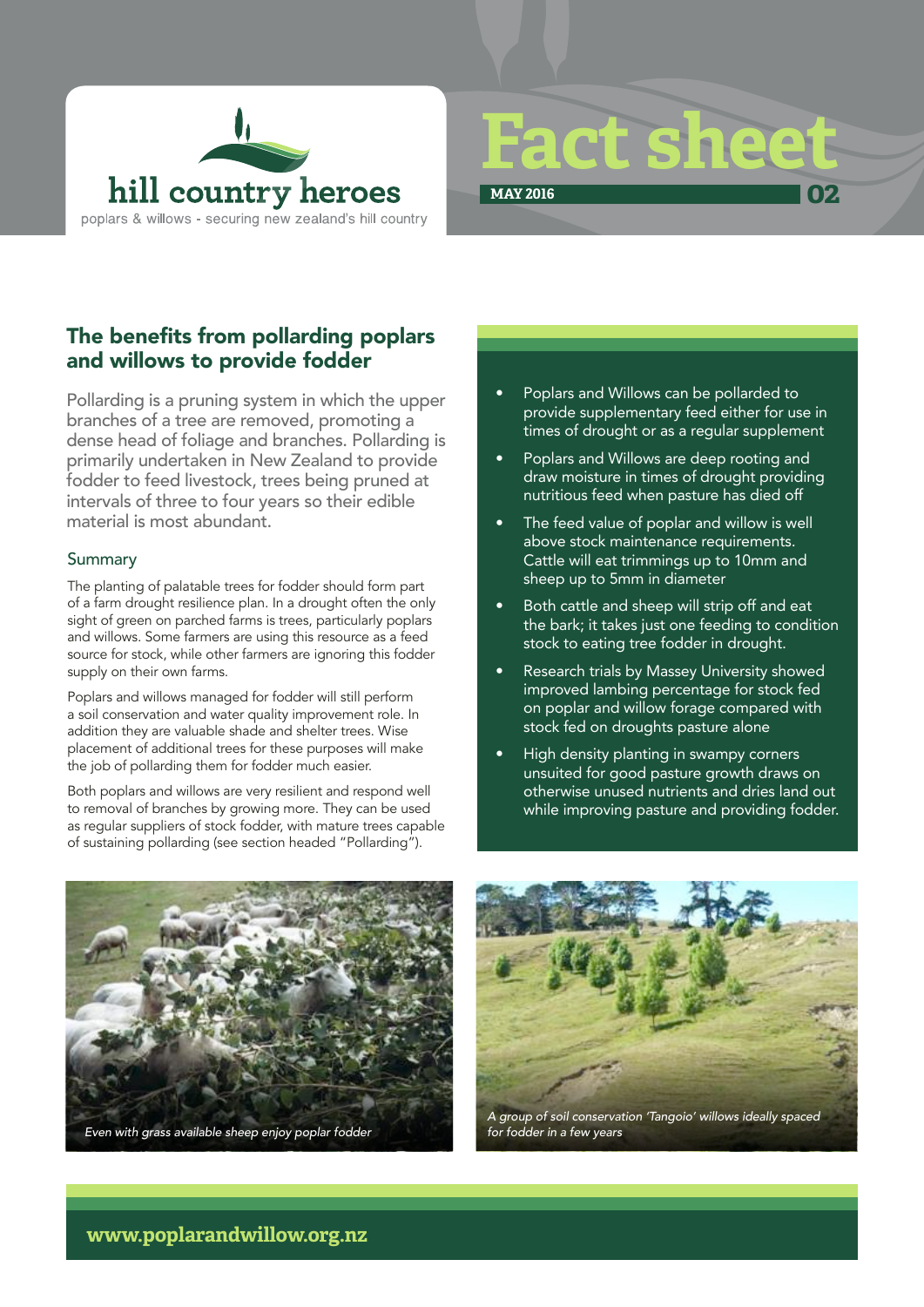hill country heroes

poplars & willows - securing new zealand's hill country

# Fact sheet

MAY 2016 02

## The benefits from pollarding poplars and willows to provide fodder

Pollarding is a pruning system in which the upper branches of a tree are removed, promoting a dense head of foliage and branches. Pollarding is primarily undertaken in New Zealand to provide fodder to feed livestock, trees being pruned at intervals of three to four years so their edible material is most abundant.

### Summary

The planting of palatable trees for fodder should form part of a farm drought resilience plan. In a drought often the only sight of green on parched farms is trees, particularly poplars and willows. Some farmers are using this resource as a feed source for stock, while other farmers are ignoring this fodder supply on their own farms.

Poplars and willows managed for fodder will still perform a soil conservation and water quality improvement role. In addition they are valuable shade and shelter trees. Wise placement of additional trees for these purposes will make the job of pollarding them for fodder much easier.

Both poplars and willows are very resilient and respond well to removal of branches by growing more. They can be used as regular suppliers of stock fodder, with mature trees capable of sustaining pollarding (see section headed "Pollarding").

- Poplars and Willows can be pollarded to provide supplementary feed either for use in times of drought or as a regular supplement
- Poplars and Willows are deep rooting and draw moisture in times of drought providing nutritious feed when pasture has died off
- The feed value of poplar and willow is well above stock maintenance requirements. Cattle will eat trimmings up to 10mm and sheep up to 5mm in diameter
- Both cattle and sheep will strip off and eat the bark; it takes just one feeding to condition stock to eating tree fodder in drought.
- Research trials by Massey University showed improved lambing percentage for stock fed on poplar and willow forage compared with stock fed on droughts pasture alone
- High density planting in swampy corners unsuited for good pasture growth draws on otherwise unused nutrients and dries land out while improving pasture and providing fodder.

*Even with grass available sheep enjoy poplar fodder*

*A group of soil conservation 'Tangoio' willows ideally spaced for fodder in a few years*

www.poplarandwillow.org.nz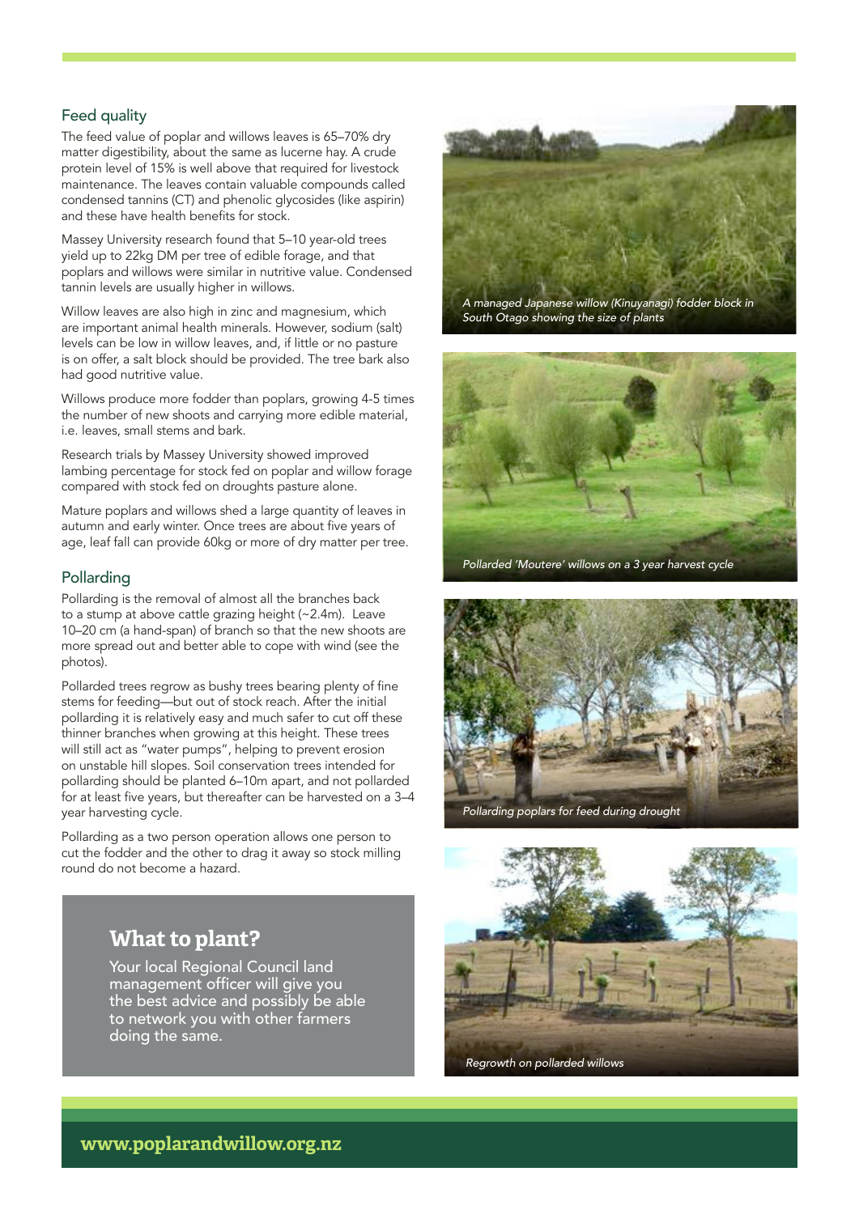## Feed quality

The feed value of poplar and willows leaves is 65–70% dry matter digestibility, about the same as lucerne hay. A crude protein level of 15% is well above that required for livestock maintenance. The leaves contain valuable compounds called condensed tannins (CT) and phenolic glycosides (like aspirin) and these have health benefits for stock.

Massey University research found that 5–10 year-old trees yield up to 22kg DM per tree of edible forage, and that poplars and willows were similar in nutritive value. Condensed tannin levels are usually higher in willows.

Willow leaves are also high in zinc and magnesium, which are important animal health minerals. However, sodium (salt) levels can be low in willow leaves, and, if little or no pasture is on offer, a salt block should be provided. The tree bark also had good nutritive value.

Willows produce more fodder than poplars, growing 4-5 times the number of new shoots and carrying more edible material, i.e. leaves, small stems and bark.

Research trials by Massey University showed improved lambing percentage for stock fed on poplar and willow forage compared with stock fed on droughts pasture alone.

Mature poplars and willows shed a large quantity of leaves in autumn and early winter. Once trees are about five years of age, leaf fall can provide 60kg or more of dry matter per tree.

## Pollarding

Pollarding is the removal of almost all the branches back to a stump at above cattle grazing height (~2.4m). Leave 10–20 cm (a hand-span) of branch so that the new shoots are more spread out and better able to cope with wind (see the photos).

Pollarded trees regrow as bushy trees bearing plenty of fine stems for feeding—but out of stock reach. After the initial pollarding it is relatively easy and much safer to cut off these thinner branches when growing at this height. These trees will still act as "water pumps", helping to prevent erosion on unstable hill slopes. Soil conservation trees intended for pollarding should be planted 6–10m apart, and not pollarded for at least five years, but thereafter can be harvested on a 3–4 year harvesting cycle.

Pollarding as a two person operation allows one person to cut the fodder and the other to drag it away so stock milling round do not become a hazard.

## What to plant?

Your local Regional Council land management officer will give you the best advice and possibly be able to network you with other farmers doing the same.

*A managed Japanese willow (Kinuyanagi) fodder block in South Otago showing the size of plants*

*Pollarded 'Moutere' willows on a 3 year harvest cycle*

*Pollarding poplars for feed during drought*

*Regrowth on pollarded willows*

**www.poplarandwillow.org.nz**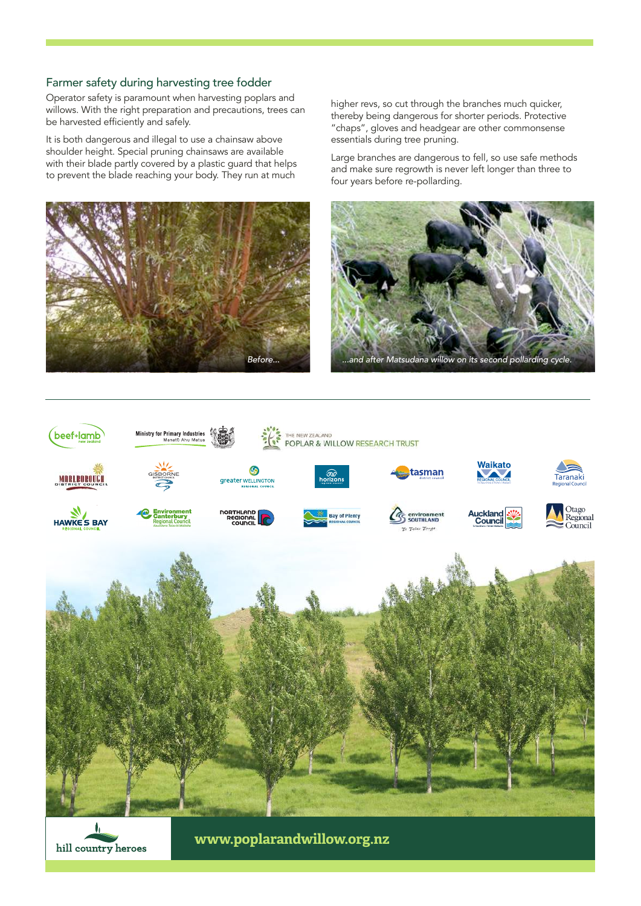## Farmer safety during harvesting tree fodder

Operator safety is paramount when harvesting poplars and willows. With the right preparation and precautions, trees can be harvested efficiently and safely.

It is both dangerous and illegal to use a chainsaw above shoulder height. Special pruning chainsaws are available with their blade partly covered by a plastic guard that helps to prevent the blade reaching your body. They run at much higher revs, so cut through the branches much quicker, thereby being dangerous for shorter periods. Protective "chaps", gloves and headgear are other commonsense essentials during tree pruning.

Large branches are dangerous to fell, so use safe methods and make sure regrowth is never left longer than three to four years before re-pollarding.

*Before...*

*...and after Matsudana willow on its second pollarding cycle.*

beef+lamb new zealand · Ministry for Primary Industries Manatū Ahu Matua · The New Zealand Poplar & Willow Research Trust

Marlborough District Council · Gisborne District Council · Greater Wellington Regional Council · Horizons Regional Council · Tasman District Council · Waikato Regional Council · Taranaki Regional Council

Hawke's Bay Regional Council · Environment Canterbury Regional Council · Northland Regional Council · Bay of Plenty Regional Council · Environment Southland · Auckland Council · Otago Regional Council

hill country heroes

**www.poplarandwillow.org.nz**